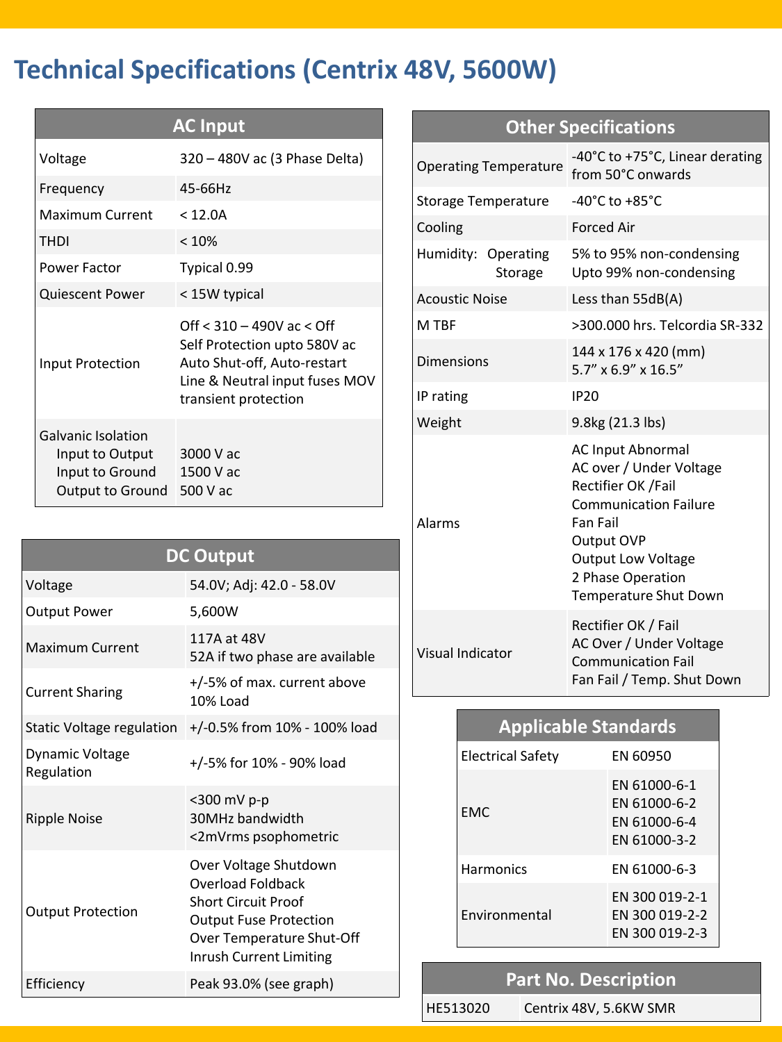# Technical Specifications (Centrix 48V, 5600W)

| AC Input | |
|---|---|
| Voltage | 320 – 480V ac (3 Phase Delta) |
| Frequency | 45-66Hz |
| Maximum Current | < 12.0A |
| THDI | < 10% |
| Power Factor | Typical 0.99 |
| Quiescent Power | < 15W typical |
| Input Protection | Off < 310 – 490V ac < Off<br>Self Protection upto 580V ac<br>Auto Shut-off, Auto-restart<br>Line & Neutral input fuses MOV transient protection |
| Galvanic Isolation<br>Input to Output<br>Input to Ground<br>Output to Ground | <br>3000 V ac<br>1500 V ac<br>500 V ac |

| DC Output | |
|---|---|
| Voltage | 54.0V; Adj: 42.0 - 58.0V |
| Output Power | 5,600W |
| Maximum Current | 117A at 48V<br>52A if two phase are available |
| Current Sharing | +/-5% of max. current above 10% Load |
| Static Voltage regulation | +/-0.5% from 10% - 100% load |
| Dynamic Voltage Regulation | +/-5% for 10% - 90% load |
| Ripple Noise | <300 mV p-p<br>30MHz bandwidth<br><2mVrms psophometric |
| Output Protection | Over Voltage Shutdown<br>Overload Foldback<br>Short Circuit Proof<br>Output Fuse Protection<br>Over Temperature Shut-Off<br>Inrush Current Limiting |
| Efficiency | Peak 93.0% (see graph) |

| Other Specifications | |
|---|---|
| Operating Temperature | -40°C to +75°C, Linear derating from 50°C onwards |
| Storage Temperature | -40°C to +85°C |
| Cooling | Forced Air |
| Humidity: Operating<br>Storage | 5% to 95% non-condensing<br>Upto 99% non-condensing |
| Acoustic Noise | Less than 55dB(A) |
| M TBF | >300.000 hrs. Telcordia SR-332 |
| Dimensions | 144 x 176 x 420 (mm)<br>5.7” x 6.9” x 16.5” |
| IP rating | IP20 |
| Weight | 9.8kg (21.3 lbs) |
| Alarms | AC Input Abnormal<br>AC over / Under Voltage<br>Rectifier OK /Fail<br>Communication Failure<br>Fan Fail<br>Output OVP<br>Output Low Voltage<br>2 Phase Operation<br>Temperature Shut Down |
| Visual Indicator | Rectifier OK / Fail<br>AC Over / Under Voltage<br>Communication Fail<br>Fan Fail / Temp. Shut Down |

| Applicable Standards | |
|---|---|
| Electrical Safety | EN 60950 |
| EMC | EN 61000-6-1<br>EN 61000-6-2<br>EN 61000-6-4<br>EN 61000-3-2 |
| Harmonics | EN 61000-6-3 |
| Environmental | EN 300 019-2-1<br>EN 300 019-2-2<br>EN 300 019-2-3 |

| Part No. Description | |
|---|---|
| HE513020 | Centrix 48V, 5.6KW SMR |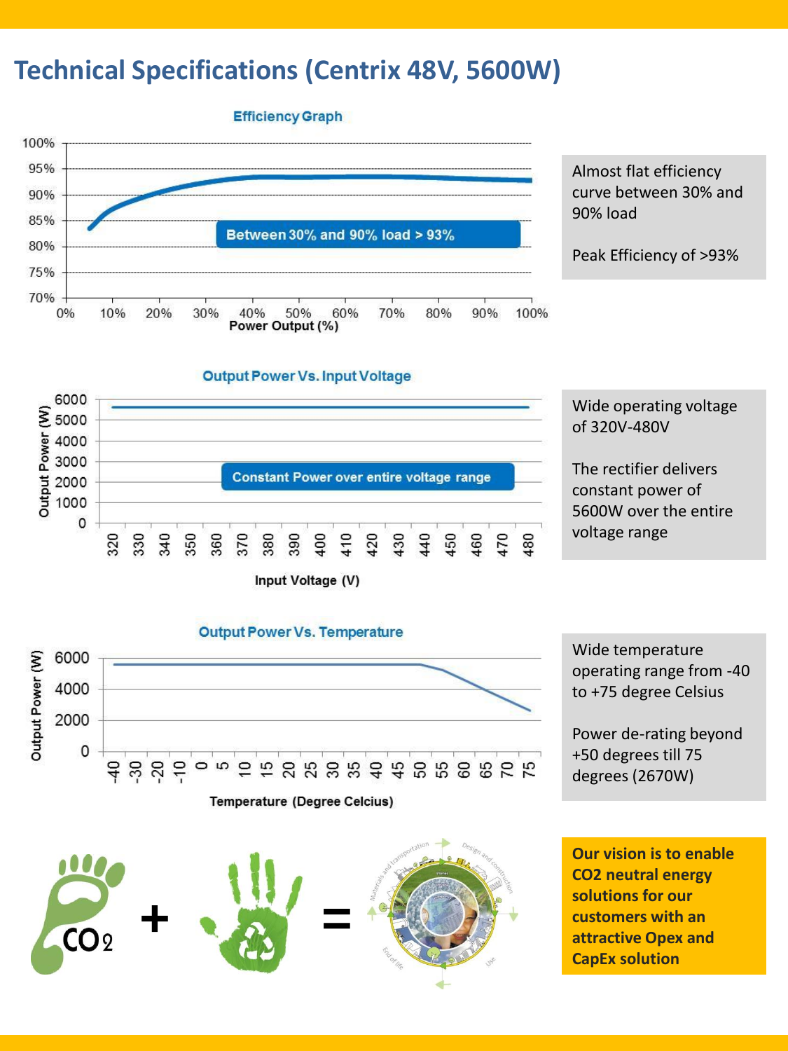# Technical Specifications (Centrix 48V, 5600W)

**Efficiency Graph**

Between 30% and 90% load > 93%

Almost flat efficiency curve between 30% and 90% load

Peak Efficiency of >93%

**Output Power Vs. Input Voltage**

Constant Power over entire voltage range

Wide operating voltage of 320V-480V

The rectifier delivers constant power of 5600W over the entire voltage range

**Output Power Vs. Temperature**

Wide temperature operating range from -40 to +75 degree Celsius

Power de-rating beyond +50 degrees till 75 degrees (2670W)

**Our vision is to enable $CO_2$ neutral energy solutions for our customers with an attractive Opex and CapEx solution**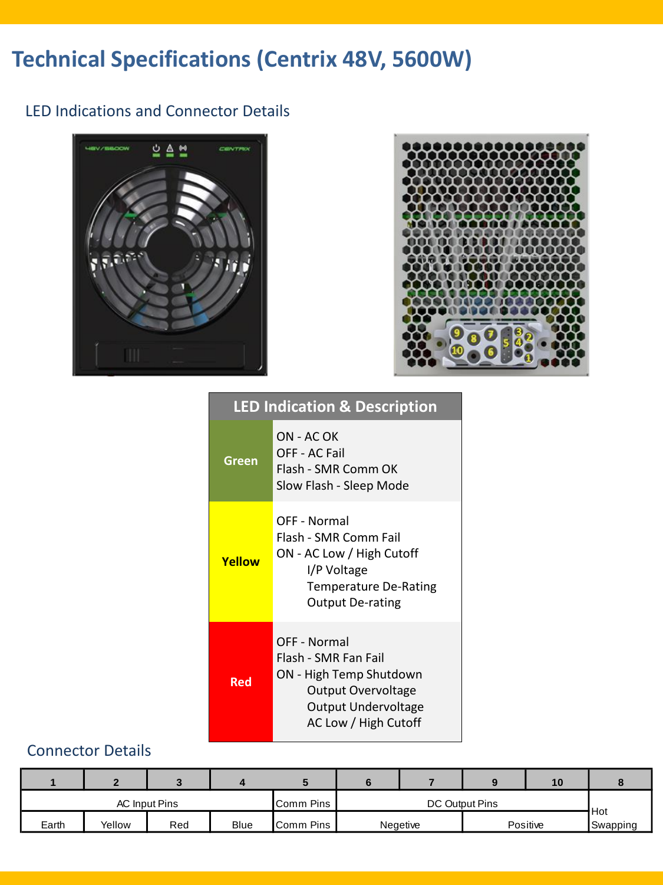# Technical Specifications (Centrix 48V, 5600W)

## LED Indications and Connector Details

| LED Indication & Description | |
|---|---|
| **Green** | ON - AC OK<br>OFF - AC Fail<br>Flash - SMR Comm OK<br>Slow Flash - Sleep Mode |
| **Yellow** | OFF - Normal<br>Flash - SMR Comm Fail<br>ON - AC Low / High Cutoff<br>I/P Voltage<br>Temperature De-Rating<br>Output De-rating |
| **Red** | OFF - Normal<br>Flash - SMR Fan Fail<br>ON - High Temp Shutdown<br>Output Overvoltage<br>Output Undervoltage<br>AC Low / High Cutoff |

## Connector Details

| 1 | 2 | 3 | 4 | 5 | 6 | 7 | 9 | 10 | 8 |
|---|---|---|---|---|---|---|---|---|---|
| AC Input Pins | | | | Comm Pins | DC Output Pins | | | | Hot Swapping |
| Earth | Yellow | Red | Blue | Comm Pins | Negetive | | Positive | | |